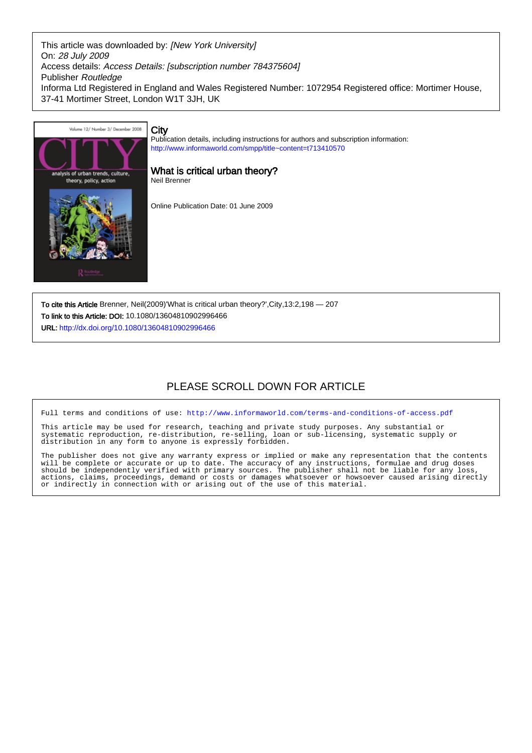This article was downloaded by: *[New York University]*
On: *28 July 2009*
Access details: *Access Details: [subscription number 784375604]*
Publisher *Routledge*
Informa Ltd Registered in England and Wales Registered Number: 1072954 Registered office: Mortimer House, 37-41 Mortimer Street, London W1T 3JH, UK

# City

Publication details, including instructions for authors and subscription information:
http://www.informaworld.com/smpp/title~content=t713410570

## What is critical urban theory?

Neil Brenner

Online Publication Date: 01 June 2009

**To cite this Article** Brenner, Neil(2009)'What is critical urban theory?',City,13:2,198 — 207

**To link to this Article: DOI:** 10.1080/13604810902996466

**URL:** http://dx.doi.org/10.1080/13604810902996466

PLEASE SCROLL DOWN FOR ARTICLE

Full terms and conditions of use: http://www.informaworld.com/terms-and-conditions-of-access.pdf

This article may be used for research, teaching and private study purposes. Any substantial or systematic reproduction, re-distribution, re-selling, loan or sub-licensing, systematic supply or distribution in any form to anyone is expressly forbidden.

The publisher does not give any warranty express or implied or make any representation that the contents will be complete or accurate or up to date. The accuracy of any instructions, formulae and drug doses should be independently verified with primary sources. The publisher shall not be liable for any loss, actions, claims, proceedings, demand or costs or damages whatsoever or howsoever caused arising directly or indirectly in connection with or arising out of the use of this material.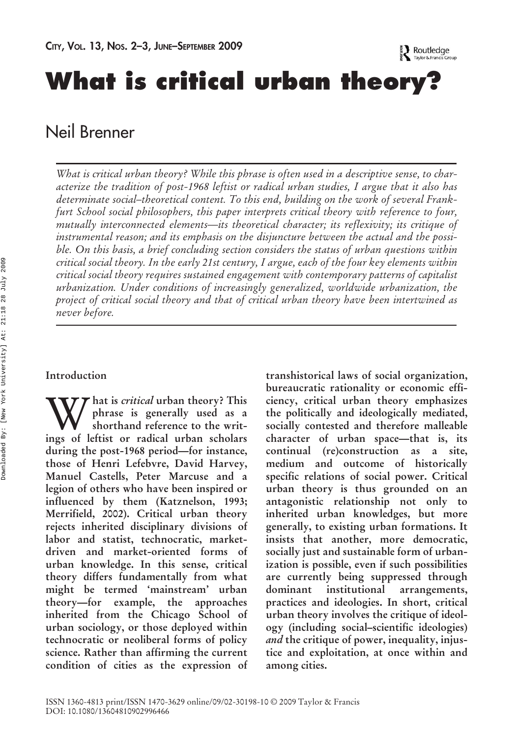# What is critical urban theory?

Neil Brenner

*What is critical urban theory? While this phrase is often used in a descriptive sense, to characterize the tradition of post-1968 leftist or radical urban studies, I argue that it also has determinate social–theoretical content. To this end, building on the work of several Frankfurt School social philosophers, this paper interprets critical theory with reference to four, mutually interconnected elements—its theoretical character; its reflexivity; its critique of instrumental reason; and its emphasis on the disjuncture between the actual and the possible. On this basis, a brief concluding section considers the status of urban questions within critical social theory. In the early 21st century, I argue, each of the four key elements within critical social theory requires sustained engagement with contemporary patterns of capitalist urbanization. Under conditions of increasingly generalized, worldwide urbanization, the project of critical social theory and that of critical urban theory have been intertwined as never before.*

## Introduction

**What is *critical* urban theory? This phrase is generally used as a shorthand reference to the writings of leftist or radical urban scholars during the post-1968 period—for instance, those of Henri Lefebvre, David Harvey, Manuel Castells, Peter Marcuse and a legion of others who have been inspired or influenced by them (Katznelson, 1993; Merrifield, 2002). Critical urban theory rejects inherited disciplinary divisions of labor and statist, technocratic, market-driven and market-oriented forms of urban knowledge. In this sense, critical theory differs fundamentally from what might be termed 'mainstream' urban theory—for example, the approaches inherited from the Chicago School of urban sociology, or those deployed within technocratic or neoliberal forms of policy science. Rather than affirming the current condition of cities as the expression of transhistorical laws of social organization, bureaucratic rationality or economic efficiency, critical urban theory emphasizes the politically and ideologically mediated, socially contested and therefore malleable character of urban space—that is, its continual (re)construction as a site, medium and outcome of historically specific relations of social power. Critical urban theory is thus grounded on an antagonistic relationship not only to inherited urban knowledges, but more generally, to existing urban formations. It insists that another, more democratic, socially just and sustainable form of urbanization is possible, even if such possibilities are currently being suppressed through dominant institutional arrangements, practices and ideologies. In short, critical urban theory involves the critique of ideology (including social–scientific ideologies) *and* the critique of power, inequality, injustice and exploitation, at once within and among cities.**

ISSN 1360-4813 print/ISSN 1470-3629 online/09/02-30198-10 © 2009 Taylor & Francis
DOI: 10.1080/13604810902996466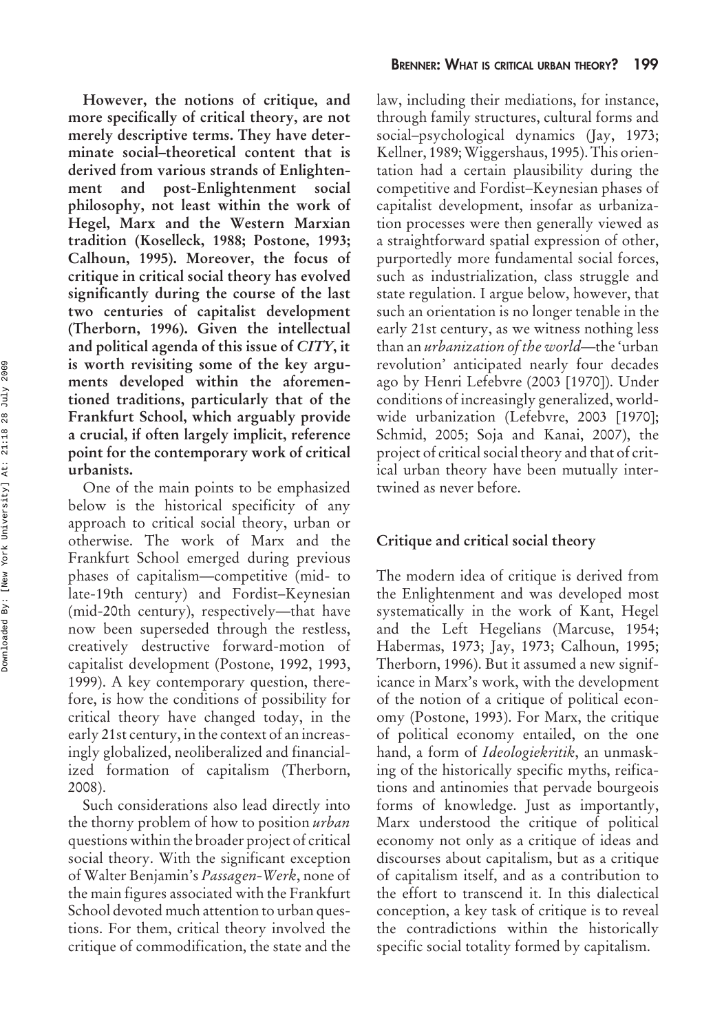**However, the notions of critique, and more specifically of critical theory, are not merely descriptive terms. They have determinate social–theoretical content that is derived from various strands of Enlightenment and post-Enlightenment social philosophy, not least within the work of Hegel, Marx and the Western Marxian tradition (Koselleck, 1988; Postone, 1993; Calhoun, 1995). Moreover, the focus of critique in critical social theory has evolved significantly during the course of the last two centuries of capitalist development (Therborn, 1996). Given the intellectual and political agenda of this issue of *CITY*, it is worth revisiting some of the key arguments developed within the aforementioned traditions, particularly that of the Frankfurt School, which arguably provide a crucial, if often largely implicit, reference point for the contemporary work of critical urbanists.**

One of the main points to be emphasized below is the historical specificity of any approach to critical social theory, urban or otherwise. The work of Marx and the Frankfurt School emerged during previous phases of capitalism—competitive (mid- to late-19th century) and Fordist–Keynesian (mid-20th century), respectively—that have now been superseded through the restless, creatively destructive forward-motion of capitalist development (Postone, 1992, 1993, 1999). A key contemporary question, therefore, is how the conditions of possibility for critical theory have changed today, in the early 21st century, in the context of an increasingly globalized, neoliberalized and financialized formation of capitalism (Therborn, 2008).

Such considerations also lead directly into the thorny problem of how to position *urban* questions within the broader project of critical social theory. With the significant exception of Walter Benjamin's *Passagen-Werk*, none of the main figures associated with the Frankfurt School devoted much attention to urban questions. For them, critical theory involved the critique of commodification, the state and the law, including their mediations, for instance, through family structures, cultural forms and social–psychological dynamics (Jay, 1973; Kellner, 1989; Wiggershaus, 1995). This orientation had a certain plausibility during the competitive and Fordist–Keynesian phases of capitalist development, insofar as urbanization processes were then generally viewed as a straightforward spatial expression of other, purportedly more fundamental social forces, such as industrialization, class struggle and state regulation. I argue below, however, that such an orientation is no longer tenable in the early 21st century, as we witness nothing less than an *urbanization of the world*—the 'urban revolution' anticipated nearly four decades ago by Henri Lefebvre (2003 [1970]). Under conditions of increasingly generalized, worldwide urbanization (Lefebvre, 2003 [1970]; Schmid, 2005; Soja and Kanai, 2007), the project of critical social theory and that of critical urban theory have been mutually intertwined as never before.

## Critique and critical social theory

The modern idea of critique is derived from the Enlightenment and was developed most systematically in the work of Kant, Hegel and the Left Hegelians (Marcuse, 1954; Habermas, 1973; Jay, 1973; Calhoun, 1995; Therborn, 1996). But it assumed a new significance in Marx's work, with the development of the notion of a critique of political economy (Postone, 1993). For Marx, the critique of political economy entailed, on the one hand, a form of *Ideologiekritik*, an unmasking of the historically specific myths, reifications and antinomies that pervade bourgeois forms of knowledge. Just as importantly, Marx understood the critique of political economy not only as a critique of ideas and discourses about capitalism, but as a critique of capitalism itself, and as a contribution to the effort to transcend it. In this dialectical conception, a key task of critique is to reveal the contradictions within the historically specific social totality formed by capitalism.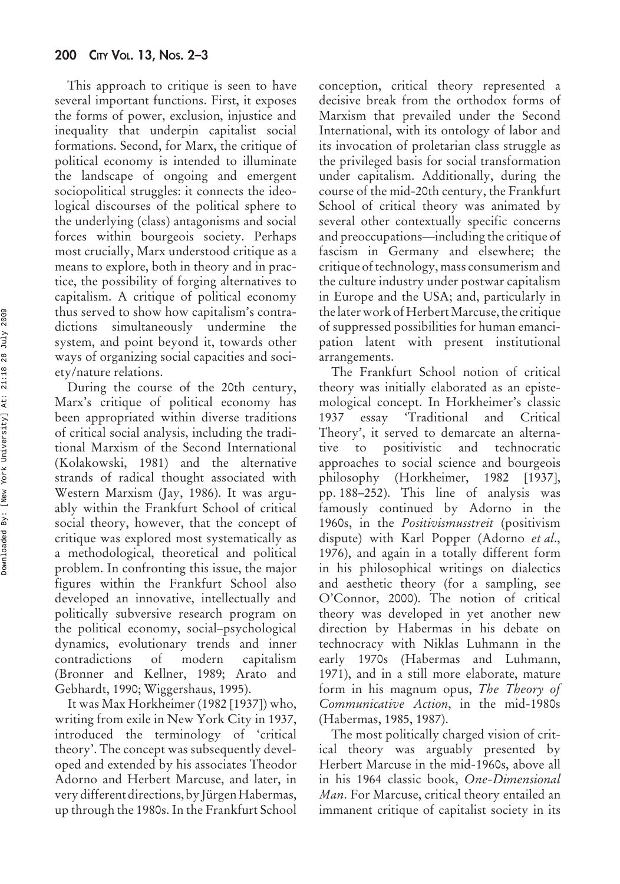This approach to critique is seen to have several important functions. First, it exposes the forms of power, exclusion, injustice and inequality that underpin capitalist social formations. Second, for Marx, the critique of political economy is intended to illuminate the landscape of ongoing and emergent sociopolitical struggles: it connects the ideological discourses of the political sphere to the underlying (class) antagonisms and social forces within bourgeois society. Perhaps most crucially, Marx understood critique as a means to explore, both in theory and in practice, the possibility of forging alternatives to capitalism. A critique of political economy thus served to show how capitalism's contradictions simultaneously undermine the system, and point beyond it, towards other ways of organizing social capacities and society/nature relations.

During the course of the 20th century, Marx's critique of political economy has been appropriated within diverse traditions of critical social analysis, including the traditional Marxism of the Second International (Kolakowski, 1981) and the alternative strands of radical thought associated with Western Marxism (Jay, 1986). It was arguably within the Frankfurt School of critical social theory, however, that the concept of critique was explored most systematically as a methodological, theoretical and political problem. In confronting this issue, the major figures within the Frankfurt School also developed an innovative, intellectually and politically subversive research program on the political economy, social–psychological dynamics, evolutionary trends and inner contradictions of modern capitalism (Bronner and Kellner, 1989; Arato and Gebhardt, 1990; Wiggershaus, 1995).

It was Max Horkheimer (1982 [1937]) who, writing from exile in New York City in 1937, introduced the terminology of 'critical theory'. The concept was subsequently developed and extended by his associates Theodor Adorno and Herbert Marcuse, and later, in very different directions, by Jürgen Habermas, up through the 1980s. In the Frankfurt School conception, critical theory represented a decisive break from the orthodox forms of Marxism that prevailed under the Second International, with its ontology of labor and its invocation of proletarian class struggle as the privileged basis for social transformation under capitalism. Additionally, during the course of the mid-20th century, the Frankfurt School of critical theory was animated by several other contextually specific concerns and preoccupations—including the critique of fascism in Germany and elsewhere; the critique of technology, mass consumerism and the culture industry under postwar capitalism in Europe and the USA; and, particularly in the later work of Herbert Marcuse, the critique of suppressed possibilities for human emancipation latent with present institutional arrangements.

The Frankfurt School notion of critical theory was initially elaborated as an epistemological concept. In Horkheimer's classic 1937 essay 'Traditional and Critical Theory', it served to demarcate an alternative to positivistic and technocratic approaches to social science and bourgeois philosophy (Horkheimer, 1982 [1937], pp. 188–252). This line of analysis was famously continued by Adorno in the 1960s, in the *Positivismusstreit* (positivism dispute) with Karl Popper (Adorno *et al*., 1976), and again in a totally different form in his philosophical writings on dialectics and aesthetic theory (for a sampling, see O'Connor, 2000). The notion of critical theory was developed in yet another new direction by Habermas in his debate on technocracy with Niklas Luhmann in the early 1970s (Habermas and Luhmann, 1971), and in a still more elaborate, mature form in his magnum opus, *The Theory of Communicative Action*, in the mid-1980s (Habermas, 1985, 1987).

The most politically charged vision of critical theory was arguably presented by Herbert Marcuse in the mid-1960s, above all in his 1964 classic book, *One-Dimensional Man*. For Marcuse, critical theory entailed an immanent critique of capitalist society in its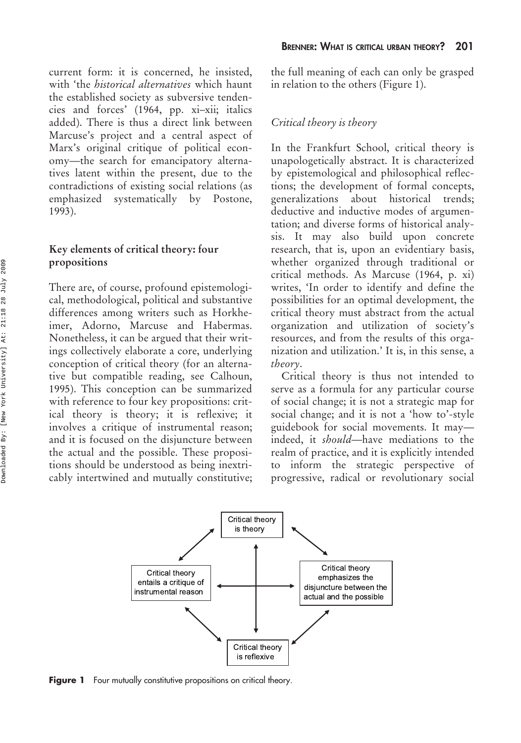current form: it is concerned, he insisted, with 'the *historical alternatives* which haunt the established society as subversive tendencies and forces' (1964, pp. xi–xii; italics added). There is thus a direct link between Marcuse's project and a central aspect of Marx's original critique of political economy—the search for emancipatory alternatives latent within the present, due to the contradictions of existing social relations (as emphasized systematically by Postone, 1993).

## Key elements of critical theory: four propositions

There are, of course, profound epistemological, methodological, political and substantive differences among writers such as Horkheimer, Adorno, Marcuse and Habermas. Nonetheless, it can be argued that their writings collectively elaborate a core, underlying conception of critical theory (for an alternative but compatible reading, see Calhoun, 1995). This conception can be summarized with reference to four key propositions: critical theory is theory; it is reflexive; it involves a critique of instrumental reason; and it is focused on the disjuncture between the actual and the possible. These propositions should be understood as being inextricably intertwined and mutually constitutive; the full meaning of each can only be grasped in relation to the others (Figure 1).

### *Critical theory is theory*

In the Frankfurt School, critical theory is unapologetically abstract. It is characterized by epistemological and philosophical reflections; the development of formal concepts, generalizations about historical trends; deductive and inductive modes of argumentation; and diverse forms of historical analysis. It may also build upon concrete research, that is, upon an evidentiary basis, whether organized through traditional or critical methods. As Marcuse (1964, p. xi) writes, 'In order to identify and define the possibilities for an optimal development, the critical theory must abstract from the actual organization and utilization of society's resources, and from the results of this organization and utilization.' It is, in this sense, a *theory*.

Critical theory is thus not intended to serve as a formula for any particular course of social change; it is not a strategic map for social change; and it is not a 'how to'-style guidebook for social movements. It may—indeed, it *should*—have mediations to the realm of practice, and it is explicitly intended to inform the strategic perspective of progressive, radical or revolutionary social

Critical theory is theory

Critical theory entails a critique of instrumental reason

Critical theory emphasizes the disjuncture between the actual and the possible

Critical theory is reflexive

**Figure 1** Four mutually constitutive propositions on critical theory.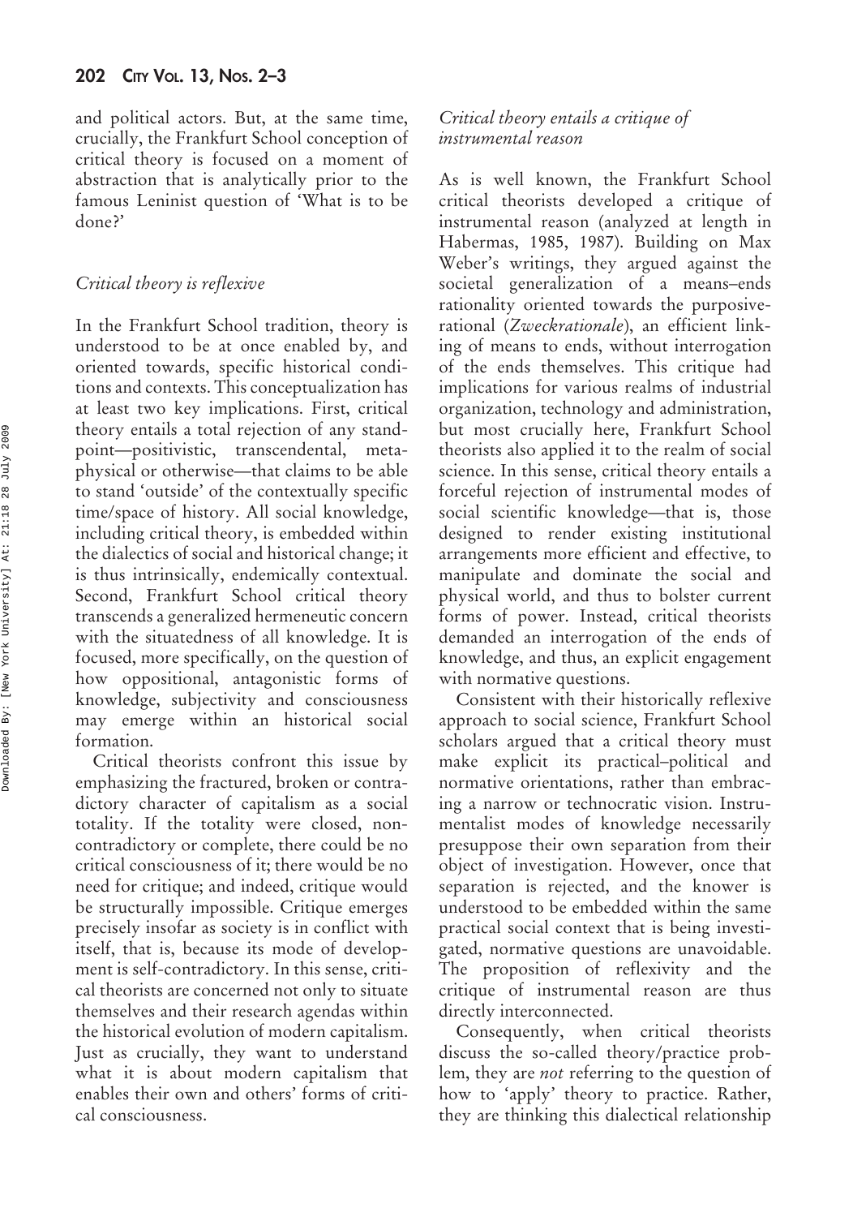and political actors. But, at the same time, crucially, the Frankfurt School conception of critical theory is focused on a moment of abstraction that is analytically prior to the famous Leninist question of 'What is to be done?'

### *Critical theory is reflexive*

In the Frankfurt School tradition, theory is understood to be at once enabled by, and oriented towards, specific historical conditions and contexts. This conceptualization has at least two key implications. First, critical theory entails a total rejection of any standpoint—positivistic, transcendental, metaphysical or otherwise—that claims to be able to stand 'outside' of the contextually specific time/space of history. All social knowledge, including critical theory, is embedded within the dialectics of social and historical change; it is thus intrinsically, endemically contextual. Second, Frankfurt School critical theory transcends a generalized hermeneutic concern with the situatedness of all knowledge. It is focused, more specifically, on the question of how oppositional, antagonistic forms of knowledge, subjectivity and consciousness may emerge within an historical social formation.

Critical theorists confront this issue by emphasizing the fractured, broken or contradictory character of capitalism as a social totality. If the totality were closed, noncontradictory or complete, there could be no critical consciousness of it; there would be no need for critique; and indeed, critique would be structurally impossible. Critique emerges precisely insofar as society is in conflict with itself, that is, because its mode of development is self-contradictory. In this sense, critical theorists are concerned not only to situate themselves and their research agendas within the historical evolution of modern capitalism. Just as crucially, they want to understand what it is about modern capitalism that enables their own and others' forms of critical consciousness.

### *Critical theory entails a critique of instrumental reason*

As is well known, the Frankfurt School critical theorists developed a critique of instrumental reason (analyzed at length in Habermas, 1985, 1987). Building on Max Weber's writings, they argued against the societal generalization of a means–ends rationality oriented towards the purposive-rational (*Zweckrationale*), an efficient linking of means to ends, without interrogation of the ends themselves. This critique had implications for various realms of industrial organization, technology and administration, but most crucially here, Frankfurt School theorists also applied it to the realm of social science. In this sense, critical theory entails a forceful rejection of instrumental modes of social scientific knowledge—that is, those designed to render existing institutional arrangements more efficient and effective, to manipulate and dominate the social and physical world, and thus to bolster current forms of power. Instead, critical theorists demanded an interrogation of the ends of knowledge, and thus, an explicit engagement with normative questions.

Consistent with their historically reflexive approach to social science, Frankfurt School scholars argued that a critical theory must make explicit its practical–political and normative orientations, rather than embracing a narrow or technocratic vision. Instrumentalist modes of knowledge necessarily presuppose their own separation from their object of investigation. However, once that separation is rejected, and the knower is understood to be embedded within the same practical social context that is being investigated, normative questions are unavoidable. The proposition of reflexivity and the critique of instrumental reason are thus directly interconnected.

Consequently, when critical theorists discuss the so-called theory/practice problem, they are *not* referring to the question of how to 'apply' theory to practice. Rather, they are thinking this dialectical relationship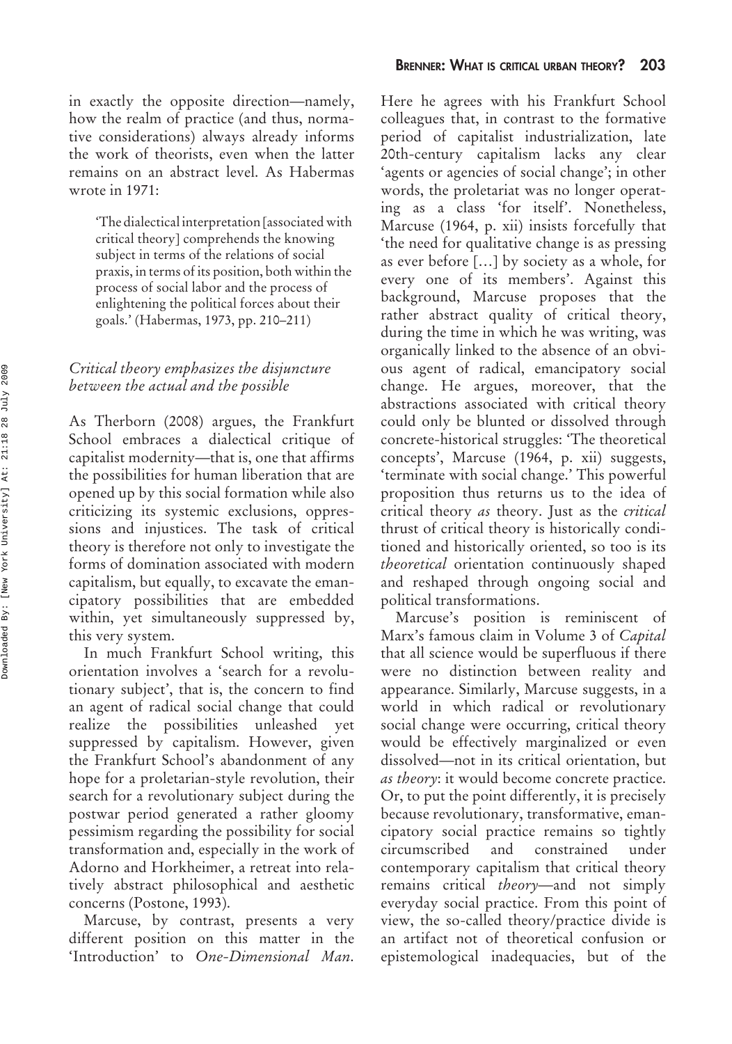in exactly the opposite direction—namely, how the realm of practice (and thus, normative considerations) always already informs the work of theorists, even when the latter remains on an abstract level. As Habermas wrote in 1971:

> 'The dialectical interpretation [associated with critical theory] comprehends the knowing subject in terms of the relations of social praxis, in terms of its position, both within the process of social labor and the process of enlightening the political forces about their goals.' (Habermas, 1973, pp. 210–211)

### *Critical theory emphasizes the disjuncture between the actual and the possible*

As Therborn (2008) argues, the Frankfurt School embraces a dialectical critique of capitalist modernity—that is, one that affirms the possibilities for human liberation that are opened up by this social formation while also criticizing its systemic exclusions, oppressions and injustices. The task of critical theory is therefore not only to investigate the forms of domination associated with modern capitalism, but equally, to excavate the emancipatory possibilities that are embedded within, yet simultaneously suppressed by, this very system.

In much Frankfurt School writing, this orientation involves a 'search for a revolutionary subject', that is, the concern to find an agent of radical social change that could realize the possibilities unleashed yet suppressed by capitalism. However, given the Frankfurt School's abandonment of any hope for a proletarian-style revolution, their search for a revolutionary subject during the postwar period generated a rather gloomy pessimism regarding the possibility for social transformation and, especially in the work of Adorno and Horkheimer, a retreat into relatively abstract philosophical and aesthetic concerns (Postone, 1993).

Marcuse, by contrast, presents a very different position on this matter in the 'Introduction' to *One-Dimensional Man*. Here he agrees with his Frankfurt School colleagues that, in contrast to the formative period of capitalist industrialization, late 20th-century capitalism lacks any clear 'agents or agencies of social change'; in other words, the proletariat was no longer operating as a class 'for itself'. Nonetheless, Marcuse (1964, p. xii) insists forcefully that 'the need for qualitative change is as pressing as ever before [...] by society as a whole, for every one of its members'. Against this background, Marcuse proposes that the rather abstract quality of critical theory, during the time in which he was writing, was organically linked to the absence of an obvious agent of radical, emancipatory social change. He argues, moreover, that the abstractions associated with critical theory could only be blunted or dissolved through concrete-historical struggles: 'The theoretical concepts', Marcuse (1964, p. xii) suggests, 'terminate with social change.' This powerful proposition thus returns us to the idea of critical theory *as* theory. Just as the *critical* thrust of critical theory is historically conditioned and historically oriented, so too is its *theoretical* orientation continuously shaped and reshaped through ongoing social and political transformations.

Marcuse's position is reminiscent of Marx's famous claim in Volume 3 of *Capital* that all science would be superfluous if there were no distinction between reality and appearance. Similarly, Marcuse suggests, in a world in which radical or revolutionary social change were occurring, critical theory would be effectively marginalized or even dissolved—not in its critical orientation, but *as theory*: it would become concrete practice. Or, to put the point differently, it is precisely because revolutionary, transformative, emancipatory social practice remains so tightly circumscribed and constrained under contemporary capitalism that critical theory remains critical *theory*—and not simply everyday social practice. From this point of view, the so-called theory/practice divide is an artifact not of theoretical confusion or epistemological inadequacies, but of the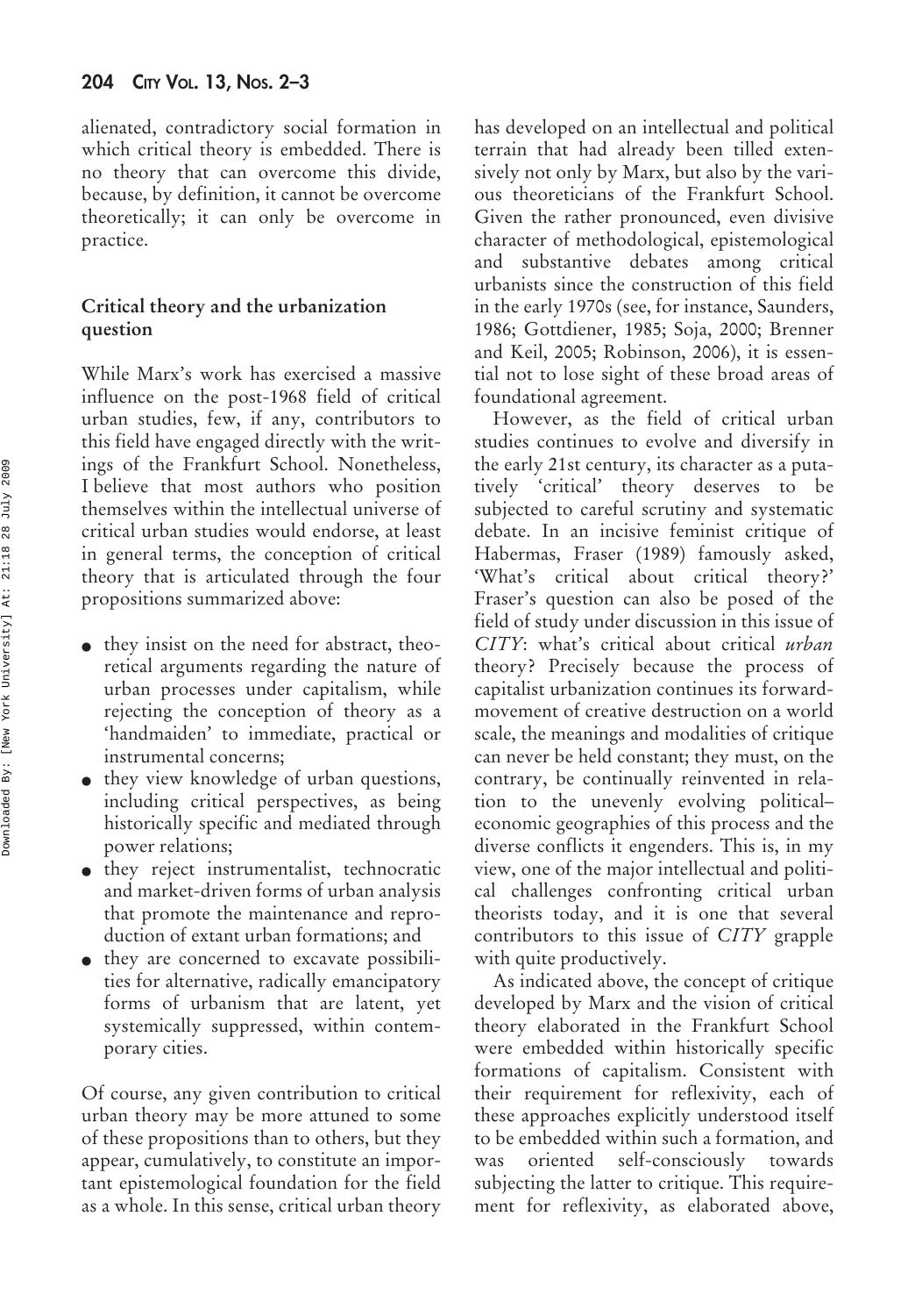alienated, contradictory social formation in which critical theory is embedded. There is no theory that can overcome this divide, because, by definition, it cannot be overcome theoretically; it can only be overcome in practice.

## Critical theory and the urbanization question

While Marx's work has exercised a massive influence on the post-1968 field of critical urban studies, few, if any, contributors to this field have engaged directly with the writings of the Frankfurt School. Nonetheless, I believe that most authors who position themselves within the intellectual universe of critical urban studies would endorse, at least in general terms, the conception of critical theory that is articulated through the four propositions summarized above:

- they insist on the need for abstract, theoretical arguments regarding the nature of urban processes under capitalism, while rejecting the conception of theory as a 'handmaiden' to immediate, practical or instrumental concerns;
- they view knowledge of urban questions, including critical perspectives, as being historically specific and mediated through power relations;
- they reject instrumentalist, technocratic and market-driven forms of urban analysis that promote the maintenance and reproduction of extant urban formations; and
- they are concerned to excavate possibilities for alternative, radically emancipatory forms of urbanism that are latent, yet systemically suppressed, within contemporary cities.

Of course, any given contribution to critical urban theory may be more attuned to some of these propositions than to others, but they appear, cumulatively, to constitute an important epistemological foundation for the field as a whole. In this sense, critical urban theory has developed on an intellectual and political terrain that had already been tilled extensively not only by Marx, but also by the various theoreticians of the Frankfurt School. Given the rather pronounced, even divisive character of methodological, epistemological and substantive debates among critical urbanists since the construction of this field in the early 1970s (see, for instance, Saunders, 1986; Gottdiener, 1985; Soja, 2000; Brenner and Keil, 2005; Robinson, 2006), it is essential not to lose sight of these broad areas of foundational agreement.

However, as the field of critical urban studies continues to evolve and diversify in the early 21st century, its character as a putatively 'critical' theory deserves to be subjected to careful scrutiny and systematic debate. In an incisive feminist critique of Habermas, Fraser (1989) famously asked, 'What's critical about critical theory?' Fraser's question can also be posed of the field of study under discussion in this issue of *CITY*: what's critical about critical *urban* theory? Precisely because the process of capitalist urbanization continues its forward-movement of creative destruction on a world scale, the meanings and modalities of critique can never be held constant; they must, on the contrary, be continually reinvented in relation to the unevenly evolving political–economic geographies of this process and the diverse conflicts it engenders. This is, in my view, one of the major intellectual and political challenges confronting critical urban theorists today, and it is one that several contributors to this issue of *CITY* grapple with quite productively.

As indicated above, the concept of critique developed by Marx and the vision of critical theory elaborated in the Frankfurt School were embedded within historically specific formations of capitalism. Consistent with their requirement for reflexivity, each of these approaches explicitly understood itself to be embedded within such a formation, and was oriented self-consciously towards subjecting the latter to critique. This requirement for reflexivity, as elaborated above,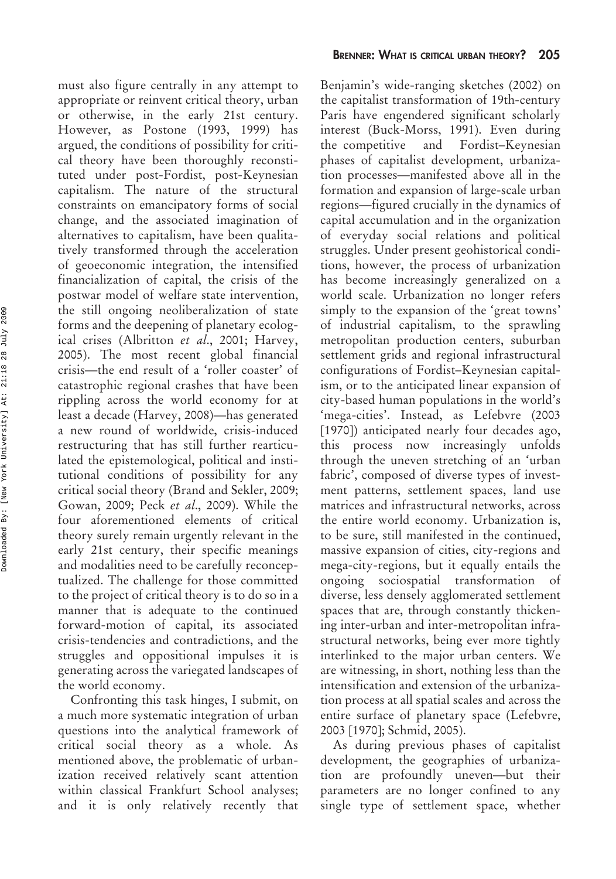must also figure centrally in any attempt to appropriate or reinvent critical theory, urban or otherwise, in the early 21st century. However, as Postone (1993, 1999) has argued, the conditions of possibility for critical theory have been thoroughly reconstituted under post-Fordist, post-Keynesian capitalism. The nature of the structural constraints on emancipatory forms of social change, and the associated imagination of alternatives to capitalism, have been qualitatively transformed through the acceleration of geoeconomic integration, the intensified financialization of capital, the crisis of the postwar model of welfare state intervention, the still ongoing neoliberalization of state forms and the deepening of planetary ecological crises (Albritton *et al*., 2001; Harvey, 2005). The most recent global financial crisis—the end result of a 'roller coaster' of catastrophic regional crashes that have been rippling across the world economy for at least a decade (Harvey, 2008)—has generated a new round of worldwide, crisis-induced restructuring that has still further rearticulated the epistemological, political and institutional conditions of possibility for any critical social theory (Brand and Sekler, 2009; Gowan, 2009; Peck *et al*., 2009). While the four aforementioned elements of critical theory surely remain urgently relevant in the early 21st century, their specific meanings and modalities need to be carefully reconceptualized. The challenge for those committed to the project of critical theory is to do so in a manner that is adequate to the continued forward-motion of capital, its associated crisis-tendencies and contradictions, and the struggles and oppositional impulses it is generating across the variegated landscapes of the world economy.

Confronting this task hinges, I submit, on a much more systematic integration of urban questions into the analytical framework of critical social theory as a whole. As mentioned above, the problematic of urbanization received relatively scant attention within classical Frankfurt School analyses; and it is only relatively recently that Benjamin's wide-ranging sketches (2002) on the capitalist transformation of 19th-century Paris have engendered significant scholarly interest (Buck-Morss, 1991). Even during the competitive and Fordist–Keynesian phases of capitalist development, urbanization processes—manifested above all in the formation and expansion of large-scale urban regions—figured crucially in the dynamics of capital accumulation and in the organization of everyday social relations and political struggles. Under present geohistorical conditions, however, the process of urbanization has become increasingly generalized on a world scale. Urbanization no longer refers simply to the expansion of the 'great towns' of industrial capitalism, to the sprawling metropolitan production centers, suburban settlement grids and regional infrastructural configurations of Fordist–Keynesian capitalism, or to the anticipated linear expansion of city-based human populations in the world's 'mega-cities'. Instead, as Lefebvre (2003 [1970]) anticipated nearly four decades ago, this process now increasingly unfolds through the uneven stretching of an 'urban fabric', composed of diverse types of investment patterns, settlement spaces, land use matrices and infrastructural networks, across the entire world economy. Urbanization is, to be sure, still manifested in the continued, massive expansion of cities, city-regions and mega-city-regions, but it equally entails the ongoing sociospatial transformation of diverse, less densely agglomerated settlement spaces that are, through constantly thickening inter-urban and inter-metropolitan infrastructural networks, being ever more tightly interlinked to the major urban centers. We are witnessing, in short, nothing less than the intensification and extension of the urbanization process at all spatial scales and across the entire surface of planetary space (Lefebvre, 2003 [1970]; Schmid, 2005).

As during previous phases of capitalist development, the geographies of urbanization are profoundly uneven—but their parameters are no longer confined to any single type of settlement space, whether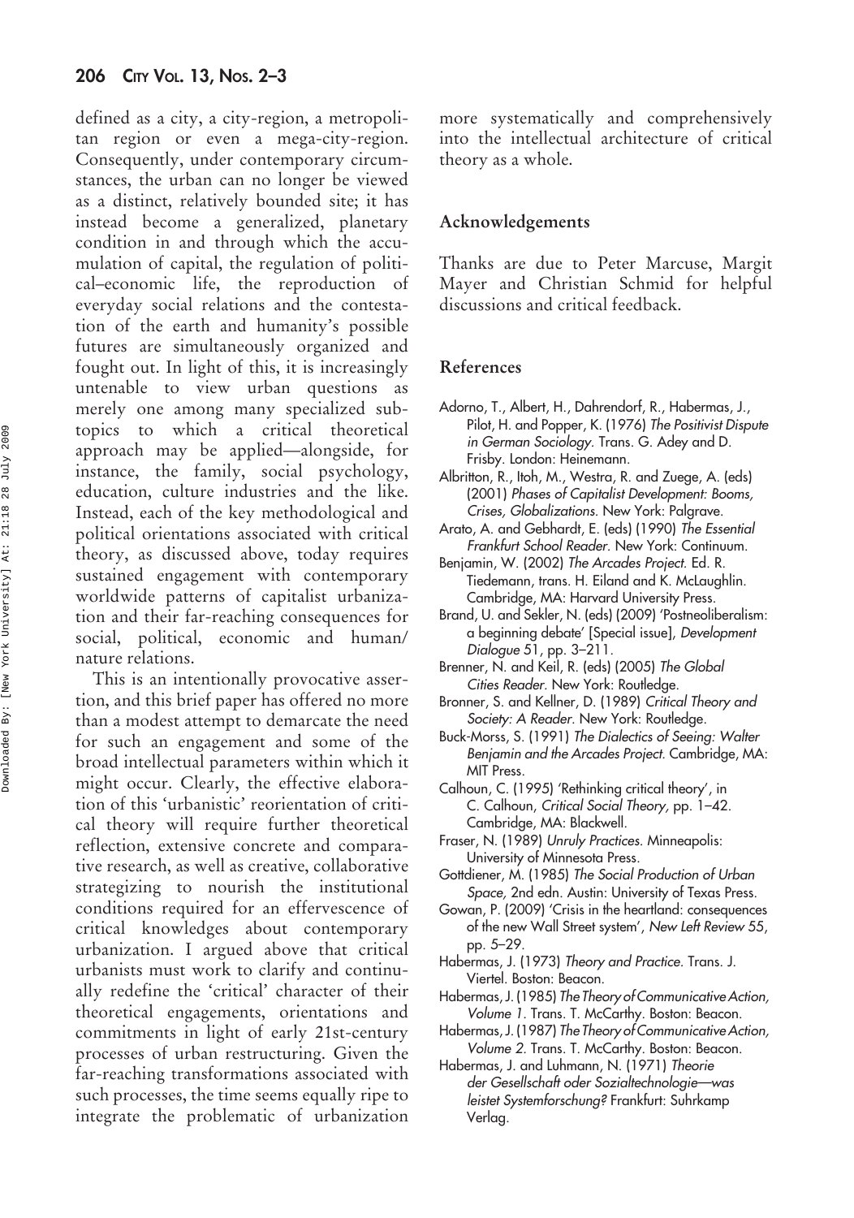defined as a city, a city-region, a metropolitan region or even a mega-city-region. Consequently, under contemporary circumstances, the urban can no longer be viewed as a distinct, relatively bounded site; it has instead become a generalized, planetary condition in and through which the accumulation of capital, the regulation of political–economic life, the reproduction of everyday social relations and the contestation of the earth and humanity's possible futures are simultaneously organized and fought out. In light of this, it is increasingly untenable to view urban questions as merely one among many specialized subtopics to which a critical theoretical approach may be applied—alongside, for instance, the family, social psychology, education, culture industries and the like. Instead, each of the key methodological and political orientations associated with critical theory, as discussed above, today requires sustained engagement with contemporary worldwide patterns of capitalist urbanization and their far-reaching consequences for social, political, economic and human/nature relations.

This is an intentionally provocative assertion, and this brief paper has offered no more than a modest attempt to demarcate the need for such an engagement and some of the broad intellectual parameters within which it might occur. Clearly, the effective elaboration of this 'urbanistic' reorientation of critical theory will require further theoretical reflection, extensive concrete and comparative research, as well as creative, collaborative strategizing to nourish the institutional conditions required for an effervescence of critical knowledges about contemporary urbanization. I argued above that critical urbanists must work to clarify and continually redefine the 'critical' character of their theoretical engagements, orientations and commitments in light of early 21st-century processes of urban restructuring. Given the far-reaching transformations associated with such processes, the time seems equally ripe to integrate the problematic of urbanization more systematically and comprehensively into the intellectual architecture of critical theory as a whole.

## Acknowledgements

Thanks are due to Peter Marcuse, Margit Mayer and Christian Schmid for helpful discussions and critical feedback.

## References

Adorno, T., Albert, H., Dahrendorf, R., Habermas, J., Pilot, H. and Popper, K. (1976) *The Positivist Dispute in German Sociology*. Trans. G. Adey and D. Frisby. London: Heinemann.

Albritton, R., Itoh, M., Westra, R. and Zuege, A. (eds) (2001) *Phases of Capitalist Development: Booms, Crises, Globalizations.* New York: Palgrave.

Arato, A. and Gebhardt, E. (eds) (1990) *The Essential Frankfurt School Reader*. New York: Continuum.

Benjamin, W. (2002) *The Arcades Project.* Ed. R. Tiedemann, trans. H. Eiland and K. McLaughlin. Cambridge, MA: Harvard University Press.

Brand, U. and Sekler, N. (eds) (2009) 'Postneoliberalism: a beginning debate' [Special issue], *Development Dialogue* 51, pp. 3–211.

Brenner, N. and Keil, R. (eds) (2005) *The Global Cities Reader*. New York: Routledge.

Bronner, S. and Kellner, D. (1989) *Critical Theory and Society: A Reader*. New York: Routledge.

Buck-Morss, S. (1991) *The Dialectics of Seeing: Walter Benjamin and the Arcades Project.* Cambridge, MA: MIT Press.

Calhoun, C. (1995) 'Rethinking critical theory', in C. Calhoun, *Critical Social Theory,* pp. 1–42. Cambridge, MA: Blackwell.

Fraser, N. (1989) *Unruly Practices.* Minneapolis: University of Minnesota Press.

Gottdiener, M. (1985) *The Social Production of Urban Space,* 2nd edn. Austin: University of Texas Press.

Gowan, P. (2009) 'Crisis in the heartland: consequences of the new Wall Street system', *New Left Review* 55, pp. 5–29.

Habermas, J. (1973) *Theory and Practice*. Trans. J. Viertel. Boston: Beacon.

Habermas, J. (1985) *The Theory of Communicative Action, Volume 1*. Trans. T. McCarthy. Boston: Beacon.

Habermas, J. (1987) *The Theory of Communicative Action, Volume 2*. Trans. T. McCarthy. Boston: Beacon.

Habermas, J. and Luhmann, N. (1971) *Theorie der Gesellschaft oder Sozialtechnologie—was leistet Systemforschung?* Frankfurt: Suhrkamp Verlag.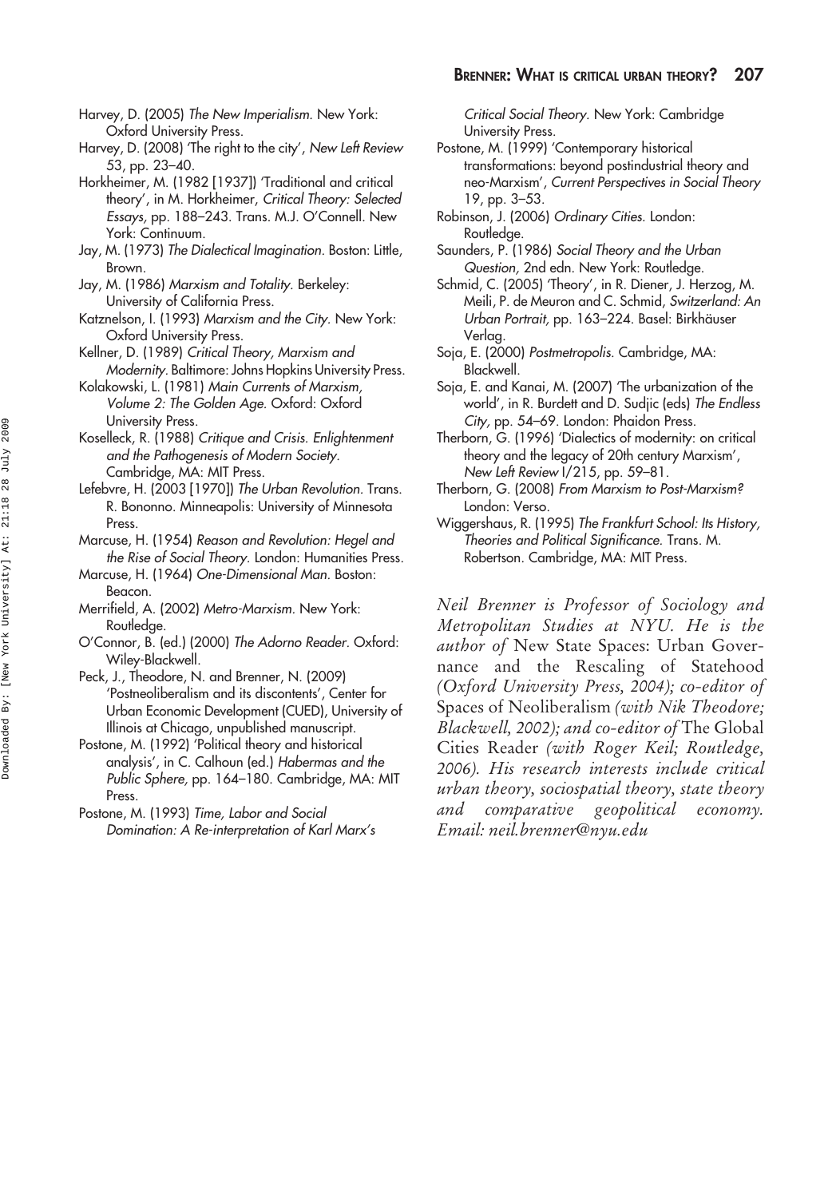Harvey, D. (2005) *The New Imperialism.* New York: Oxford University Press.

Harvey, D. (2008) 'The right to the city', *New Left Review* 53, pp. 23–40.

Horkheimer, M. (1982 [1937]) 'Traditional and critical theory', in M. Horkheimer, *Critical Theory: Selected Essays,* pp. 188–243. Trans. M.J. O'Connell. New York: Continuum.

Jay, M. (1973) *The Dialectical Imagination.* Boston: Little, Brown.

Jay, M. (1986) *Marxism and Totality.* Berkeley: University of California Press.

Katznelson, I. (1993) *Marxism and the City.* New York: Oxford University Press.

Kellner, D. (1989) *Critical Theory, Marxism and Modernity.* Baltimore: Johns Hopkins University Press.

Kolakowski, L. (1981) *Main Currents of Marxism, Volume 2: The Golden Age.* Oxford: Oxford University Press.

Koselleck, R. (1988) *Critique and Crisis. Enlightenment and the Pathogenesis of Modern Society.* Cambridge, MA: MIT Press.

Lefebvre, H. (2003 [1970]) *The Urban Revolution.* Trans. R. Bononno. Minneapolis: University of Minnesota Press.

Marcuse, H. (1954) *Reason and Revolution: Hegel and the Rise of Social Theory.* London: Humanities Press.

Marcuse, H. (1964) *One-Dimensional Man.* Boston: Beacon.

Merrifield, A. (2002) *Metro-Marxism.* New York: Routledge.

O'Connor, B. (ed.) (2000) *The Adorno Reader.* Oxford: Wiley-Blackwell.

Peck, J., Theodore, N. and Brenner, N. (2009) 'Postneoliberalism and its discontents', Center for Urban Economic Development (CUED), University of Illinois at Chicago, unpublished manuscript.

Postone, M. (1992) 'Political theory and historical analysis', in C. Calhoun (ed.) *Habermas and the Public Sphere,* pp. 164–180. Cambridge, MA: MIT Press.

Postone, M. (1993) *Time, Labor and Social Domination: A Re-interpretation of Karl Marx's Critical Social Theory.* New York: Cambridge University Press.

Postone, M. (1999) 'Contemporary historical transformations: beyond postindustrial theory and neo-Marxism', *Current Perspectives in Social Theory* 19, pp. 3–53.

Robinson, J. (2006) *Ordinary Cities.* London: Routledge.

Saunders, P. (1986) *Social Theory and the Urban Question,* 2nd edn. New York: Routledge.

Schmid, C. (2005) 'Theory', in R. Diener, J. Herzog, M. Meili, P. de Meuron and C. Schmid, *Switzerland: An Urban Portrait,* pp. 163–224. Basel: Birkhäuser Verlag.

Soja, E. (2000) *Postmetropolis.* Cambridge, MA: Blackwell.

Soja, E. and Kanai, M. (2007) 'The urbanization of the world', in R. Burdett and D. Sudjic (eds) *The Endless City,* pp. 54–69. London: Phaidon Press.

Therborn, G. (1996) 'Dialectics of modernity: on critical theory and the legacy of 20th century Marxism', *New Left Review* I/215, pp. 59–81.

Therborn, G. (2008) *From Marxism to Post-Marxism?* London: Verso.

Wiggershaus, R. (1995) *The Frankfurt School: Its History, Theories and Political Significance.* Trans. M. Robertson. Cambridge, MA: MIT Press.

*Neil Brenner is Professor of Sociology and Metropolitan Studies at NYU. He is the author of* New State Spaces: Urban Governance and the Rescaling of Statehood *(Oxford University Press, 2004); co-editor of* Spaces of Neoliberalism *(with Nik Theodore; Blackwell, 2002); and co-editor of* The Global Cities Reader *(with Roger Keil; Routledge, 2006). His research interests include critical urban theory, sociospatial theory, state theory and comparative geopolitical economy. Email: neil.brenner@nyu.edu*